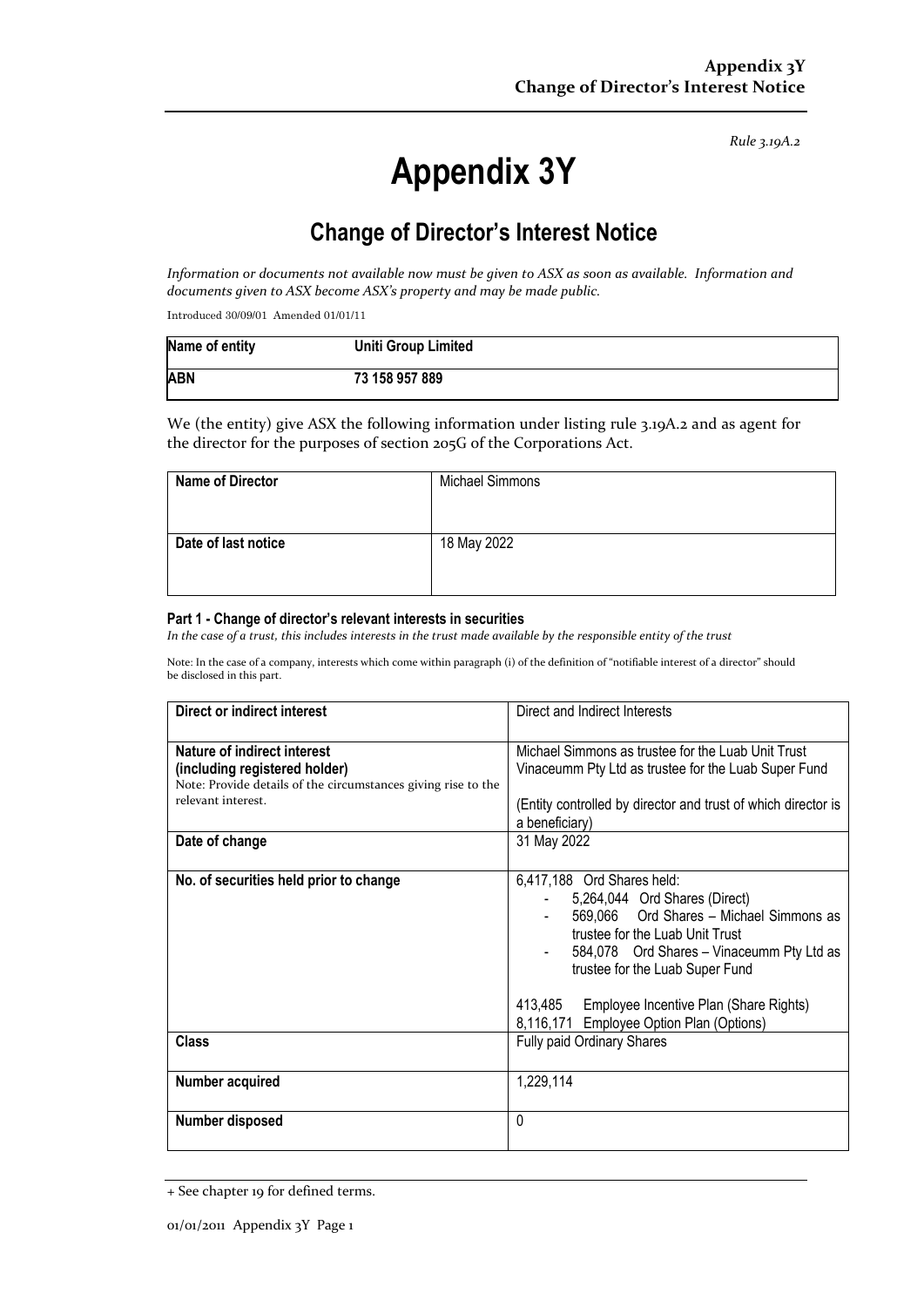*Rule 3.19A.2*

# Appendix 3Y

## Change of Director's Interest Notice

*Information or documents not available now must be given to ASX as soon as available. Information and documents given to ASX become ASX's property and may be made public.*

Introduced 30/09/01 Amended 01/01/11

| Name of entity | Uniti Group Limited |
|---|---|
| **ABN** | **73 158 957 889** |

We (the entity) give ASX the following information under listing rule 3.19A.2 and as agent for the director for the purposes of section 205G of the Corporations Act.

| Name of Director | Michael Simmons |
|---|---|
| **Date of last notice** | 18 May 2022 |

#### Part 1 - Change of director's relevant interests in securities

*In the case of a trust, this includes interests in the trust made available by the responsible entity of the trust*

Note: In the case of a company, interests which come within paragraph (i) of the definition of "notifiable interest of a director" should be disclosed in this part.

| Direct or indirect interest | Direct and Indirect Interests |
|---|---|
| **Nature of indirect interest (including registered holder)**<br>Note: Provide details of the circumstances giving rise to the relevant interest. | Michael Simmons as trustee for the Luab Unit Trust<br>Vinaceumm Pty Ltd as trustee for the Luab Super Fund<br><br>(Entity controlled by director and trust of which director is a beneficiary) |
| **Date of change** | 31 May 2022 |
| **No. of securities held prior to change** | 6,417,188 Ord Shares held:<br>- 5,264,044 Ord Shares (Direct)<br>- 569,066 Ord Shares – Michael Simmons as trustee for the Luab Unit Trust<br>- 584,078 Ord Shares – Vinaceumm Pty Ltd as trustee for the Luab Super Fund<br><br>413,485 Employee Incentive Plan (Share Rights)<br>8,116,171 Employee Option Plan (Options) |
| **Class** | Fully paid Ordinary Shares |
| **Number acquired** | 1,229,114 |
| **Number disposed** | 0 |

+ See chapter 19 for defined terms.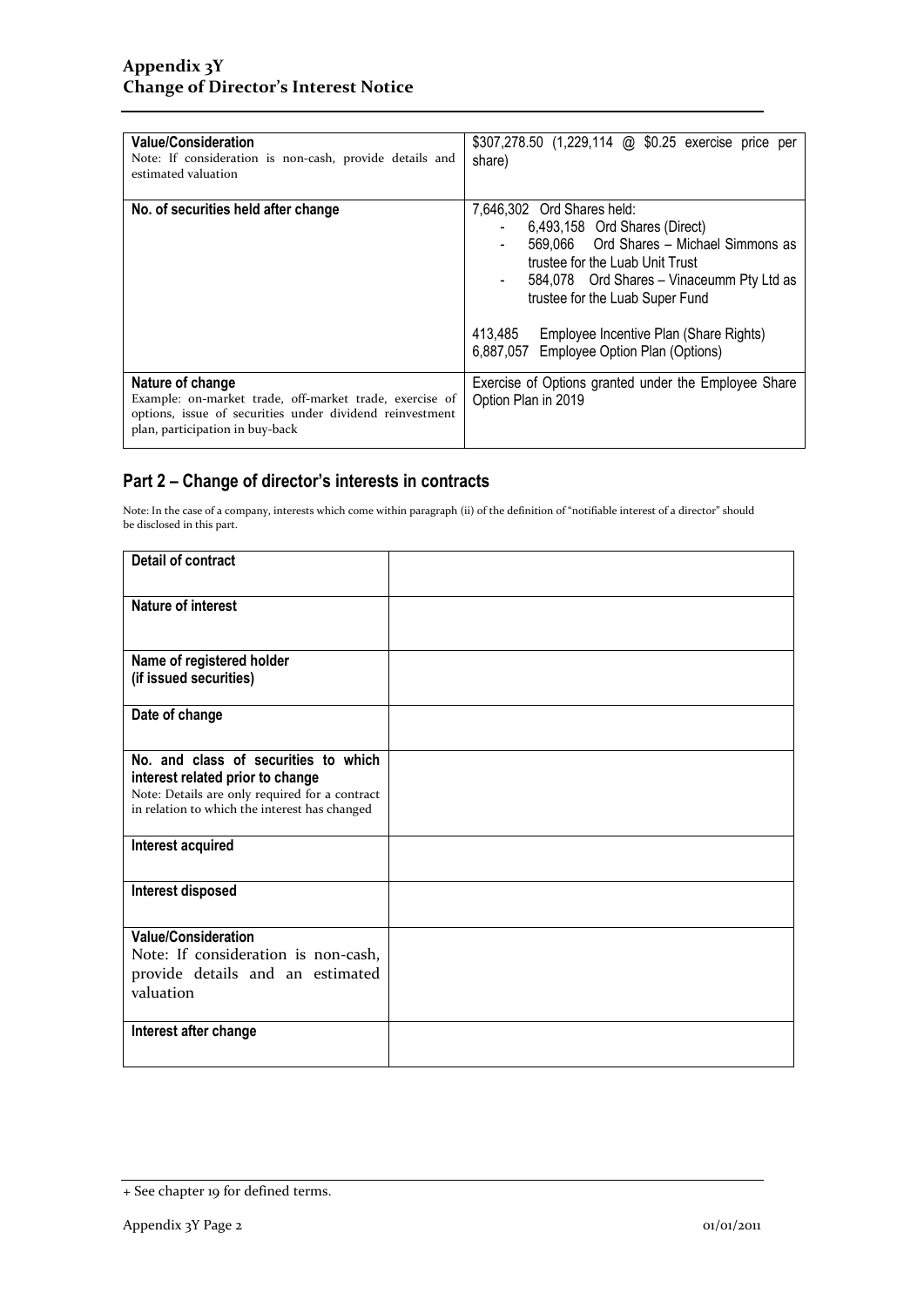| **Value/Consideration**<br>Note: If consideration is non-cash, provide details and estimated valuation | $307,278.50 (1,229,114 @ $0.25 exercise price per share) |
|---|---|
| **No. of securities held after change** | 7,646,302 Ord Shares held:<br>- 6,493,158 Ord Shares (Direct)<br>- 569,066 Ord Shares – Michael Simmons as trustee for the Luab Unit Trust<br>- 584,078 Ord Shares – Vinaceumm Pty Ltd as trustee for the Luab Super Fund<br><br>413,485 Employee Incentive Plan (Share Rights)<br>6,887,057 Employee Option Plan (Options) |
| **Nature of change**<br>Example: on-market trade, off-market trade, exercise of options, issue of securities under dividend reinvestment plan, participation in buy-back | Exercise of Options granted under the Employee Share Option Plan in 2019 |

## Part 2 – Change of director's interests in contracts

Note: In the case of a company, interests which come within paragraph (ii) of the definition of "notifiable interest of a director" should be disclosed in this part.

| **Detail of contract** | |
|---|---|
| **Nature of interest** | |
| **Name of registered holder (if issued securities)** | |
| **Date of change** | |
| **No. and class of securities to which interest related prior to change**<br>Note: Details are only required for a contract in relation to which the interest has changed | |
| **Interest acquired** | |
| **Interest disposed** | |
| **Value/Consideration**<br>Note: If consideration is non-cash, provide details and an estimated valuation | |
| **Interest after change** | |

+ See chapter 19 for defined terms.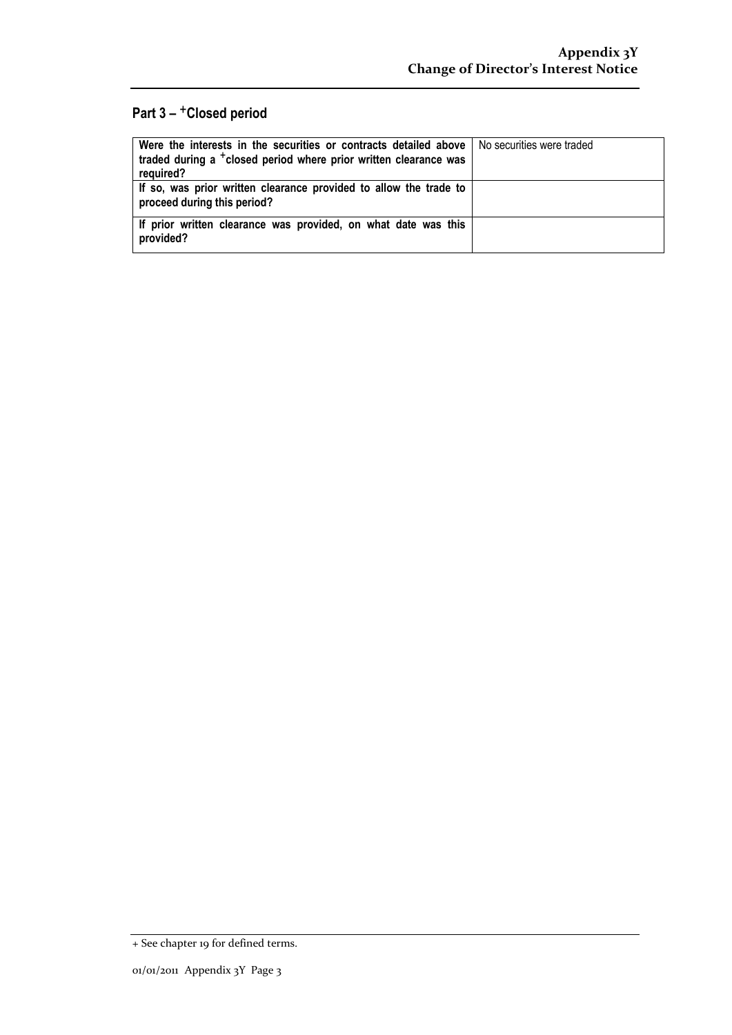## Part 3 – +Closed period

| | |
|---|---|
| **Were the interests in the securities or contracts detailed above traded during a +closed period where prior written clearance was required?** | No securities were traded |
| **If so, was prior written clearance provided to allow the trade to proceed during this period?** | |
| **If prior written clearance was provided, on what date was this provided?** | |

+ See chapter 19 for defined terms.